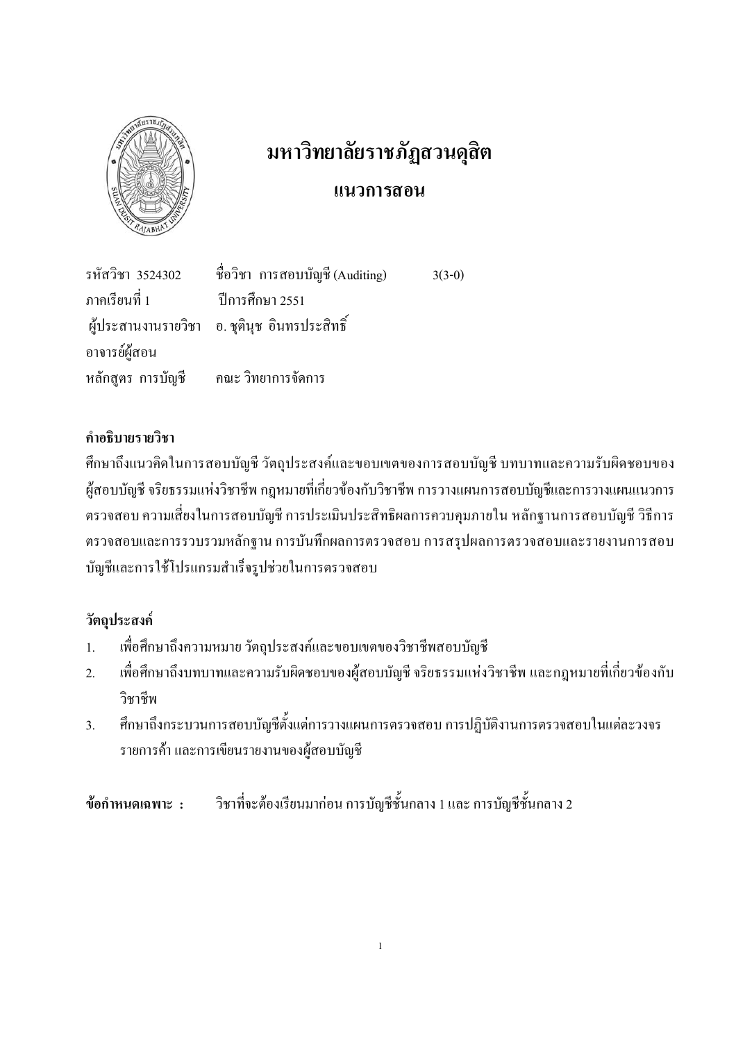# มหาวิทยาลัยราชภัฏสวนดุสิต

## แนวการสอน

รหัสวิชา 3524302 ชื่อวิชา การสอบบัญชี (Auditing) 3(3-0)

ภาคเรียนที่ 1 ปีการศึกษา 2551

ผู้ประสานงานรายวิชา อ. ชุตินุช อินทรประสิทธิ์

อาจารย์ผู้สอน

หลักสูตร การบัญชี คณะ วิทยาการจัดการ

**คำอธิบายรายวิชา**

ศึกษาถึงแนวคิดในการสอบบัญชี วัตถุประสงค์และขอบเขตของการสอบบัญชี บทบาทและความรับผิดชอบของผู้สอบบัญชี จริยธรรมแห่งวิชาชีพ กฎหมายที่เกี่ยวข้องกับวิชาชีพ การวางแผนการสอบบัญชีและการวางแผนแนวการตรวจสอบ ความเสี่ยงในการสอบบัญชี การประเมินประสิทธิผลการควบคุมภายใน หลักฐานการสอบบัญชี วิธีการตรวจสอบและการรวบรวมหลักฐาน การบันทึกผลการตรวจสอบ การสรุปผลการตรวจสอบและรายงานการสอบบัญชีและการใช้โปรแกรมสำเร็จรูปช่วยในการตรวจสอบ

**วัตถุประสงค์**

1. เพื่อศึกษาถึงความหมาย วัตถุประสงค์และขอบเขตของวิชาชีพสอบบัญชี
2. เพื่อศึกษาถึงบทบาทและความรับผิดชอบของผู้สอบบัญชี จริยธรรมแห่งวิชาชีพ และกฎหมายที่เกี่ยวข้องกับวิชาชีพ
3. ศึกษาถึงกระบวนการสอบบัญชีตั้งแต่การวางแผนการตรวจสอบ การปฏิบัติงานการตรวจสอบในแต่ละวงจรรายการค้า และการเขียนรายงานของผู้สอบบัญชี

**ข้อกำหนดเฉพาะ :** วิชาที่จะต้องเรียนมาก่อน การบัญชีชั้นกลาง 1 และ การบัญชีชั้นกลาง 2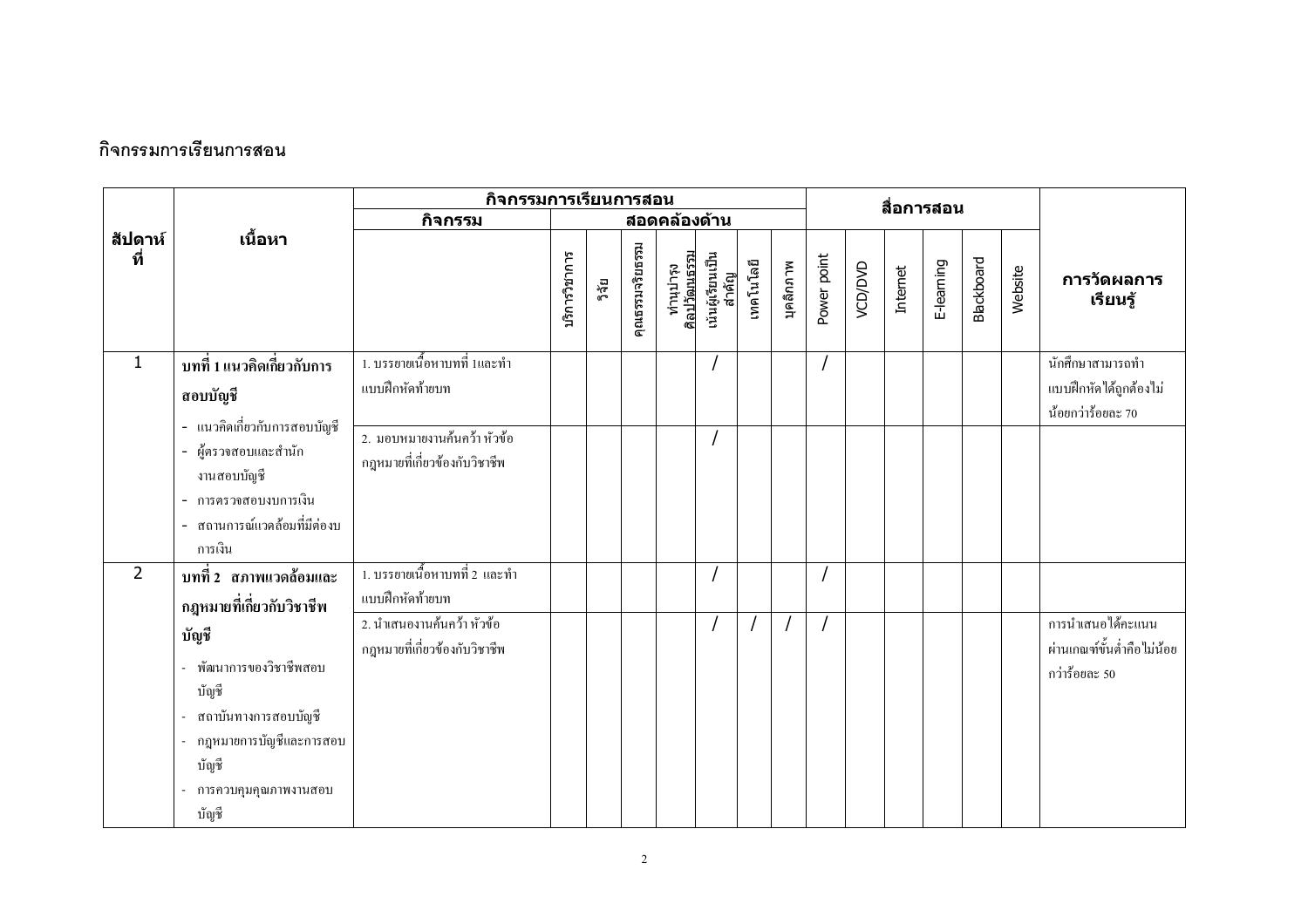## กิจกรรมการเรียนการสอน

| สัปดาห์ที่ | เนื้อหา | กิจกรรมการเรียนการสอน | | | | | | | | สื่อการสอน | | | | | | การวัดผลการเรียนรู้ |
|---|---|---|---|---|---|---|---|---|---|---|---|---|---|---|---|---|
| | | กิจกรรม | สอดคล้องด้าน | | | | | | | | | | | | | |
| | | | บริการวิชาการ | วิจัย | คุณธรรมจริยธรรม | ทำนุบำรุงศิลปวัฒนธรรม | เน้นผู้เรียนเป็นสำคัญ | เทคโนโลยี | บุคลิกภาพ | Power point | VCD/DVD | Internet | E-learning | Blackboard | Website | |
| 1 | **บทที่ 1 แนวคิดเกี่ยวกับการสอบบัญชี**<br>- แนวคิดเกี่ยวกับการสอบบัญชี<br>- ผู้ตรวจสอบและสำนักงานสอบบัญชี<br>- การตรวจสอบงบการเงิน<br>- สถานการณ์แวดล้อมที่มีต่องบการเงิน | 1. บรรยายเนื้อหาบทที่ 1และทำแบบฝึกหัดท้ายบท | | | | | / | | | / | | | | | | นักศึกษาสามารถทำแบบฝึกหัดได้ถูกต้องไม่น้อยกว่าร้อยละ 70 |
| | | 2. มอบหมายงานค้นคว้า หัวข้อกฎหมายที่เกี่ยวข้องกับวิชาชีพ | | | | | / | | | | | | | | | |
| 2 | **บทที่ 2 สภาพแวดล้อมและกฎหมายที่เกี่ยวกับวิชาชีพบัญชี**<br>- พัฒนาการของวิชาชีพสอบบัญชี<br>- สถาบันทางการสอบบัญชี<br>- กฎหมายการบัญชีและการสอบบัญชี<br>- การควบคุมคุณภาพงานสอบบัญชี | 1. บรรยายเนื้อหาบทที่ 2 และทำแบบฝึกหัดท้ายบท | | | | | / | | | / | | | | | | |
| | | 2. นำเสนองานค้นคว้า หัวข้อกฎหมายที่เกี่ยวข้องกับวิชาชีพ | | | | | / | / | / | / | | | | | | การนำเสนอได้คะแนนผ่านเกณฑ์ขั้นต่ำคือไม่น้อยกว่าร้อยละ 50 |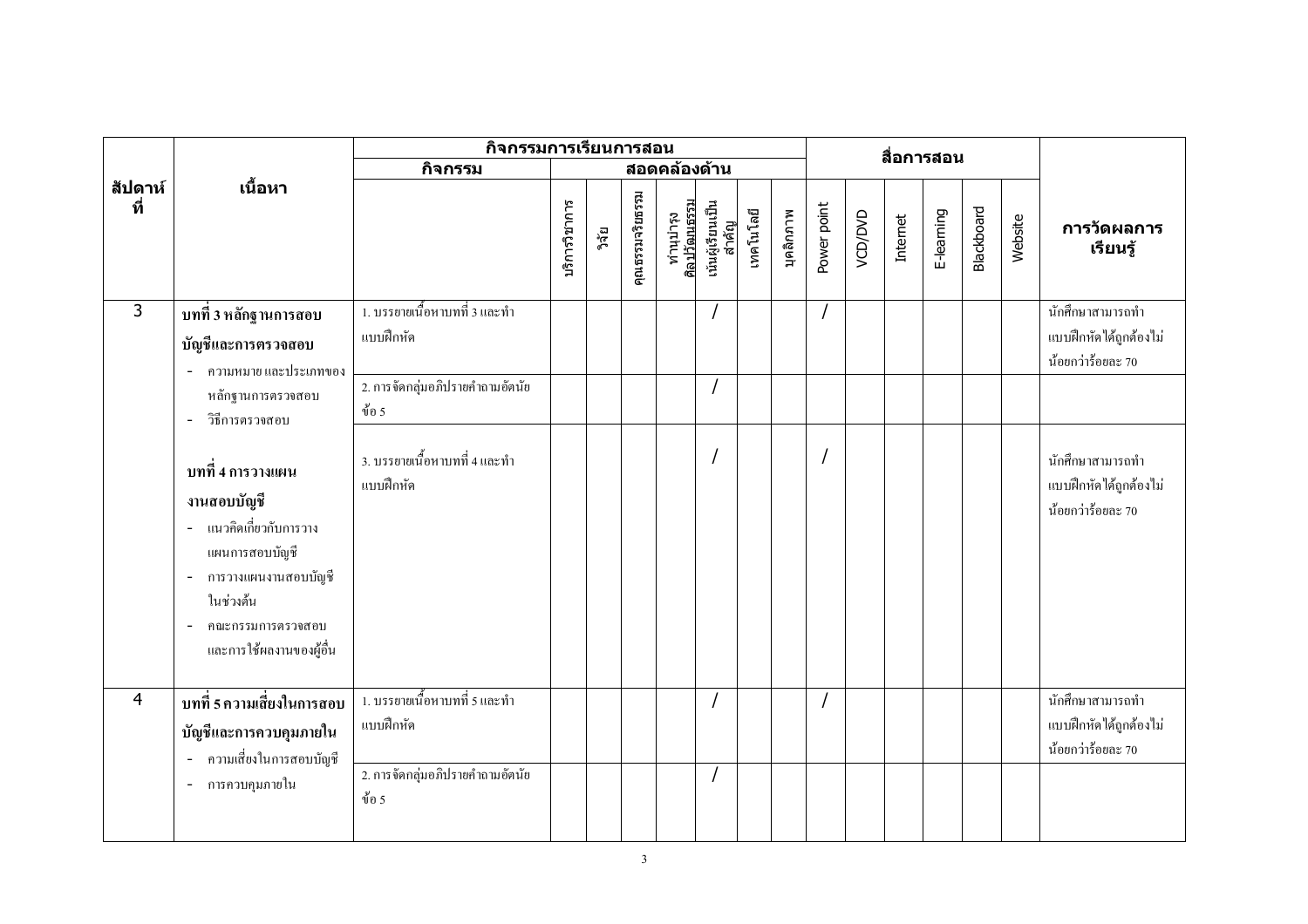| สัปดาห์ที่ | เนื้อหา | กิจกรรมการเรียนการสอน | | | | | | | | | สื่อการสอน | | | | | | การวัดผลการเรียนรู้ |
|---|---|---|---|---|---|---|---|---|---|---|---|---|---|---|---|---|---|
| | | กิจกรรม | สอดคล้องด้าน | | | | | | | | | | | | | | |
| | | | บริการวิชาการ | วิจัย | คุณธรรมจริยธรรม | ทำนุบำรุงศิลปวัฒนธรรม | เน้นผู้เรียนเป็นสำคัญ | เทคโนโลยี | บุคลิกภาพ | Power point | VCD/DVD | Internet | E-learning | Blackboard | Website | |
| 3 | **บทที่ 3 หลักฐานการสอบบัญชีและการตรวจสอบ**<br>- ความหมาย และประเภทของหลักฐานการตรวจสอบ<br>- วิธีการตรวจสอบ | 1. บรรยายเนื้อหาบทที่ 3 และทำแบบฝึกหัด | | | | | / | | | / | | | | | | นักศึกษาสามารถทำแบบฝึกหัดได้ถูกต้องไม่น้อยกว่าร้อยละ 70 |
| | | 2. การจัดกลุ่มอภิปรายคำถามอัตนัย ข้อ 5 | | | | | / | | | | | | | | | |
| | **บทที่ 4 การวางแผนงานสอบบัญชี**<br>- แนวคิดเกี่ยวกับการวางแผนการสอบบัญชี<br>- การวางแผนงานสอบบัญชีในช่วงต้น<br>- คณะกรรมการตรวจสอบและการใช้ผลงานของผู้อื่น | 3. บรรยายเนื้อหาบทที่ 4 และทำแบบฝึกหัด | | | | | / | | | / | | | | | | นักศึกษาสามารถทำแบบฝึกหัดได้ถูกต้องไม่น้อยกว่าร้อยละ 70 |
| 4 | **บทที่ 5 ความเสี่ยงในการสอบบัญชีและการควบคุมภายใน**<br>- ความเสี่ยงในการสอบบัญชี<br>- การควบคุมภายใน | 1. บรรยายเนื้อหาบทที่ 5 และทำแบบฝึกหัด | | | | | / | | | / | | | | | | นักศึกษาสามารถทำแบบฝึกหัดได้ถูกต้องไม่น้อยกว่าร้อยละ 70 |
| | | 2. การจัดกลุ่มอภิปรายคำถามอัตนัย ข้อ 5 | | | | | / | | | | | | | | | |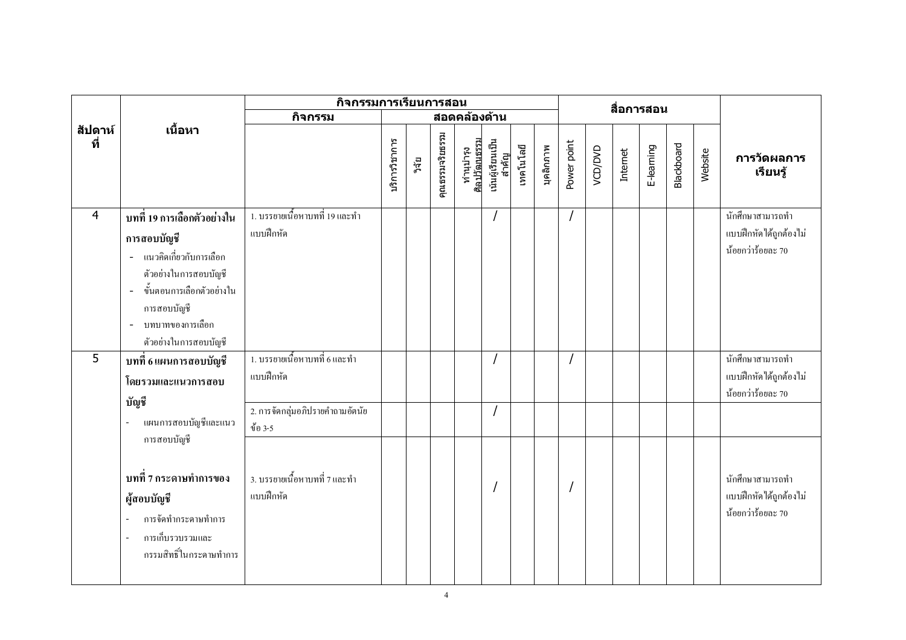| สัปดาห์ที่ | เนื้อหา | กิจกรรมการเรียนการสอน | | | | | | | | | สื่อการสอน | | | | | | การวัดผลการเรียนรู้ |
|---|---|---|---|---|---|---|---|---|---|---|---|---|---|---|---|---|---|
| | | กิจกรรม | สอดคล้องด้าน | | | | | | | | | | | | | | |
| | | | บริการวิชาการ | วิจัย | คุณธรรมจริยธรรม | ทำนุบำรุงศิลปวัฒนธรรม | เน้นผู้เรียนเป็นสำคัญ | เทคโนโลยี | บุคลิกภาพ | Power point | VCD/DVD | Internet | E-learning | Blackboard | Website | |
| 4 | **บทที่ 19 การเลือกตัวอย่างในการสอบบัญชี**<br>- แนวคิดเกี่ยวกับการเลือกตัวอย่างในการสอบบัญชี<br>- ขั้นตอนการเลือกตัวอย่างในการสอบบัญชี<br>- บทบาทของการเลือกตัวอย่างในการสอบบัญชี | 1. บรรยายเนื้อหาบทที่ 19 และทำแบบฝึกหัด | | | | | / | | | / | | | | | | นักศึกษาสามารถทำแบบฝึกหัดได้ถูกต้องไม่น้อยกว่าร้อยละ 70 |
| 5 | **บทที่ 6 แผนการสอบบัญชีโดยรวมและแนวการสอบบัญชี**<br>- แผนการสอบบัญชีและแนวการสอบบัญชี | 1. บรรยายเนื้อหาบทที่ 6 และทำแบบฝึกหัด | | | | | / | | | / | | | | | | นักศึกษาสามารถทำแบบฝึกหัดได้ถูกต้องไม่น้อยกว่าร้อยละ 70 |
| | | 2. การจัดกลุ่มอภิปรายคำถามอัตนัย ข้อ 3-5 | | | | | / | | | | | | | | | |
| | **บทที่ 7 กระดาษทำการของผู้สอบบัญชี**<br>- การจัดทำกระดาษทำการ<br>- การเก็บรวบรวมและกรรมสิทธิ์ในกระดาษทำการ | 3. บรรยายเนื้อหาบทที่ 7 และทำแบบฝึกหัด | | | | | / | | | / | | | | | | นักศึกษาสามารถทำแบบฝึกหัดได้ถูกต้องไม่น้อยกว่าร้อยละ 70 |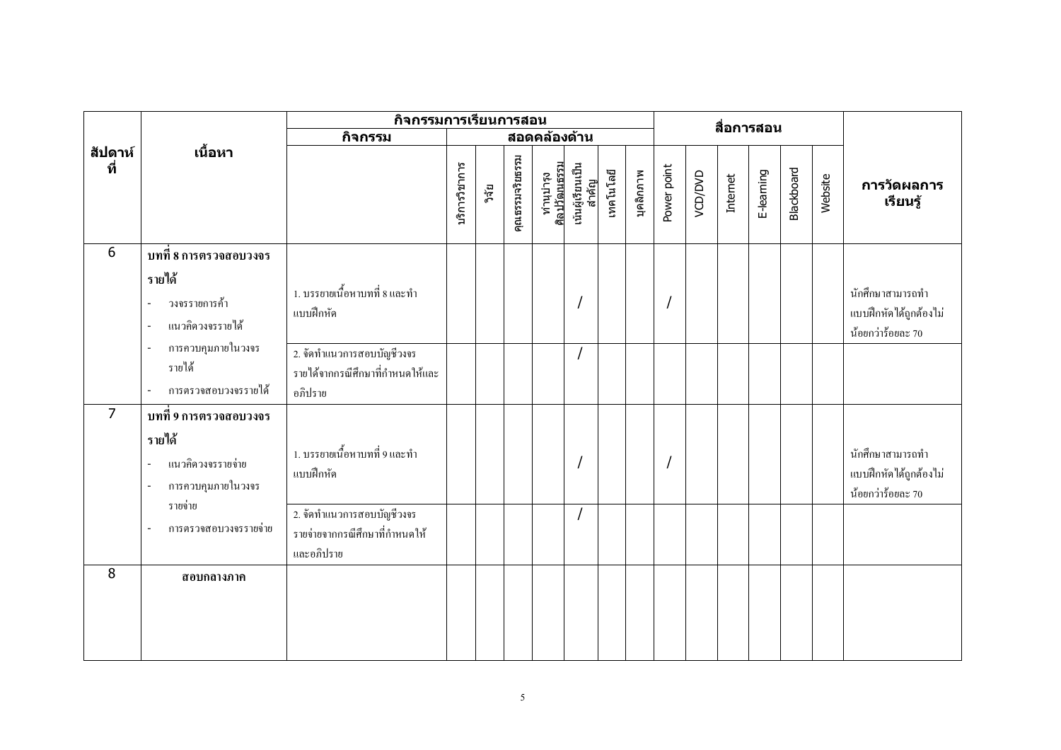| สัปดาห์ที่ | เนื้อหา | กิจกรรมการเรียนการสอน | | | | | | | | | สื่อการสอน | | | | | | การวัดผลการเรียนรู้ |
|---|---|---|---|---|---|---|---|---|---|---|---|---|---|---|---|---|---|
| | | กิจกรรม | สอดคล้องด้าน | | | | | | | | | | | | | | |
| | | | บริการวิชาการ | วิจัย | คุณธรรมจริยธรรม | ทำนุบำรุงศิลปวัฒนธรรม | เน้นผู้เรียนเป็นสำคัญ | เทคโนโลยี | บุคลิกภาพ | Power point | VCD/DVD | Internet | E-learning | Blackboard | Website | |
| 6 | **บทที่ 8 การตรวจสอบวงจรรายได้**<br>- วงจรรายการค้า<br>- แนวคิดวงจรรายได้<br>- การควบคุมภายในวงจรรายได้<br>- การตรวจสอบวงจรรายได้ | 1. บรรยายเนื้อหาบทที่ 8 และทำแบบฝึกหัด | | | | | / | | | / | | | | | | นักศึกษาสามารถทำแบบฝึกหัดได้ถูกต้องไม่น้อยกว่าร้อยละ 70 |
| | | 2. จัดทำแนวการสอบบัญชีวงจรรายได้จากกรณีศึกษาที่กำหนดให้และอภิปราย | | | | | / | | | | | | | | | |
| 7 | **บทที่ 9 การตรวจสอบวงจรรายได้**<br>- แนวคิดวงจรรายจ่าย<br>- การควบคุมภายในวงจรรายจ่าย<br>- การตรวจสอบวงจรรายจ่าย | 1. บรรยายเนื้อหาบทที่ 9 และทำแบบฝึกหัด | | | | | / | | | / | | | | | | นักศึกษาสามารถทำแบบฝึกหัดได้ถูกต้องไม่น้อยกว่าร้อยละ 70 |
| | | 2. จัดทำแนวการสอบบัญชีวงจรรายจ่ายจากกรณีศึกษาที่กำหนดให้และอภิปราย | | | | | / | | | | | | | | | |
| 8 | **สอบกลางภาค** | | | | | | | | | | | | | | | |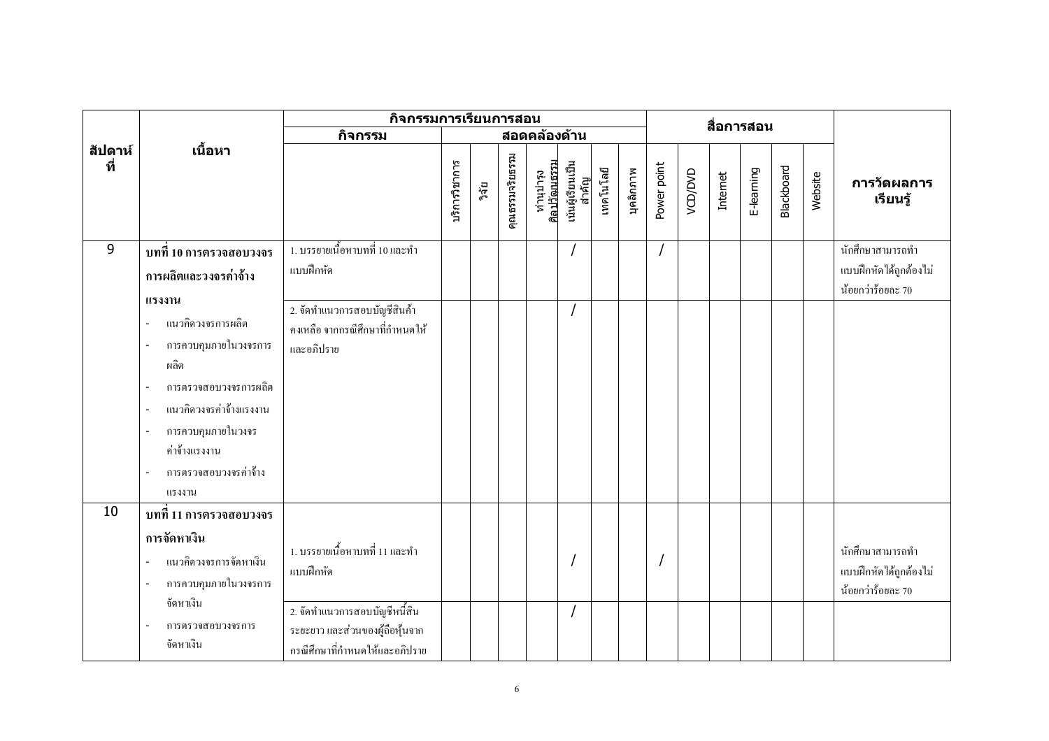| สัปดาห์ที่ | เนื้อหา | กิจกรรมการเรียนการสอน | | | | | | | | | สื่อการสอน | | | | | | การวัดผลการเรียนรู้ |
|---|---|---|---|---|---|---|---|---|---|---|---|---|---|---|---|---|---|
| | | กิจกรรม | สอดคล้องด้าน | | | | | | | | | | | | | | |
| | | | บริการวิชาการ | วิจัย | คุณธรรมจริยธรรม | ทำนุบำรุงศิลปวัฒนธรรม | เน้นผู้เรียนเป็นสำคัญ | เทคโนโลยี | บุคลิกภาพ | Power point | VCD/DVD | Internet | E-learning | Blackboard | Website | |
| 9 | **บทที่ 10 การตรวจสอบวงจรการผลิตและวงจรค่าจ้างแรงงาน**<br>- แนวคิดวงจรการผลิต<br>- การควบคุมภายในวงจรการผลิต<br>- การตรวจสอบวงจรการผลิต<br>- แนวคิดวงจรค่าจ้างแรงงาน<br>- การควบคุมภายในวงจรค่าจ้างแรงงาน<br>- การตรวจสอบวงจรค่าจ้างแรงงาน | 1. บรรยายเนื้อหาบทที่ 10 และทำแบบฝึกหัด | | | | | / | | | / | | | | | | นักศึกษาสามารถทำแบบฝึกหัดได้ถูกต้องไม่น้อยกว่าร้อยละ 70 |
| | | 2. จัดทำแนวการสอบบัญชีสินค้าคงเหลือ จากกรณีศึกษาที่กำหนดให้และอภิปราย | | | | | / | | | | | | | | | |
| 10 | **บทที่ 11 การตรวจสอบวงจรการจัดหาเงิน**<br>- แนวคิดวงจรการจัดหาเงิน<br>- การควบคุมภายในวงจรการจัดหาเงิน<br>- การตรวจสอบวงจรการจัดหาเงิน | 1. บรรยายเนื้อหาบทที่ 11 และทำแบบฝึกหัด | | | | | / | | | / | | | | | | นักศึกษาสามารถทำแบบฝึกหัดได้ถูกต้องไม่น้อยกว่าร้อยละ 70 |
| | | 2. จัดทำแนวการสอบบัญชีหนี้สินระยะยาว และส่วนของผู้ถือหุ้นจากกรณีศึกษาที่กำหนดให้และอภิปราย | | | | | / | | | | | | | | | |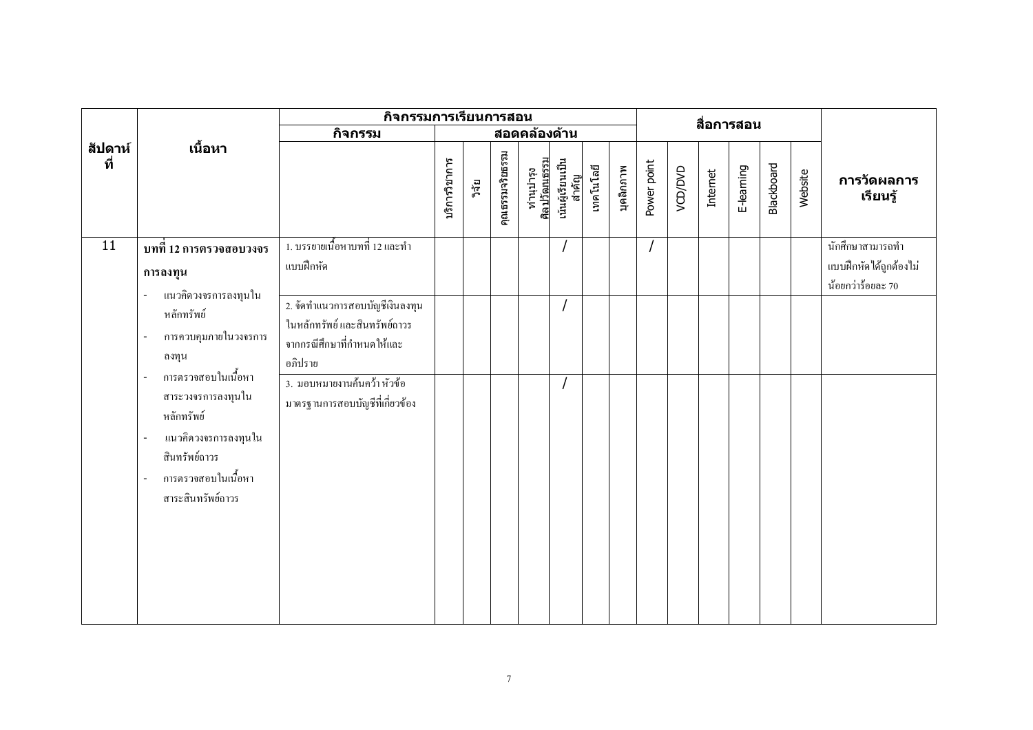| สัปดาห์ที่ | เนื้อหา | กิจกรรมการเรียนการสอน | | | | | | | | | สื่อการสอน | | | | | | การวัดผลการเรียนรู้ |
|---|---|---|---|---|---|---|---|---|---|---|---|---|---|---|---|---|---|
| | | กิจกรรม | สอดคล้องด้าน | | | | | | | | | | | | | | |
| | | | บริการวิชาการ | วิจัย | คุณธรรมจริยธรรม | ทำนุบำรุงศิลปวัฒนธรรม | เน้นผู้เรียนเป็นสำคัญ | เทคโนโลยี | บุคลิกภาพ | Power point | VCD/DVD | Internet | E-learning | Blackboard | Website | |
| 11 | **บทที่ 12 การตรวจสอบวงจรการลงทุน**<br>- แนวคิดวงจรการลงทุนในหลักทรัพย์<br>- การควบคุมภายในวงจรการลงทุน<br>- การตรวจสอบในเนื้อหาสาระวงจรการลงทุนในหลักทรัพย์<br>- แนวคิดวงจรการลงทุนในสินทรัพย์ถาวร<br>- การตรวจสอบในเนื้อหาสาระสินทรัพย์ถาวร | 1. บรรยายเนื้อหาบทที่ 12 และทำแบบฝึกหัด | | | | | / | | | / | | | | | | นักศึกษาสามารถทำแบบฝึกหัดได้ถูกต้องไม่น้อยกว่าร้อยละ 70 |
| | | 2. จัดทำแนวการสอบบัญชีเงินลงทุนในหลักทรัพย์ และสินทรัพย์ถาวรจากกรณีศึกษาที่กำหนดให้และอภิปราย | | | | | / | | | | | | | | | |
| | | 3. มอบหมายงานค้นคว้า หัวข้อมาตรฐานการสอบบัญชีที่เกี่ยวข้อง | | | | | / | | | | | | | | | |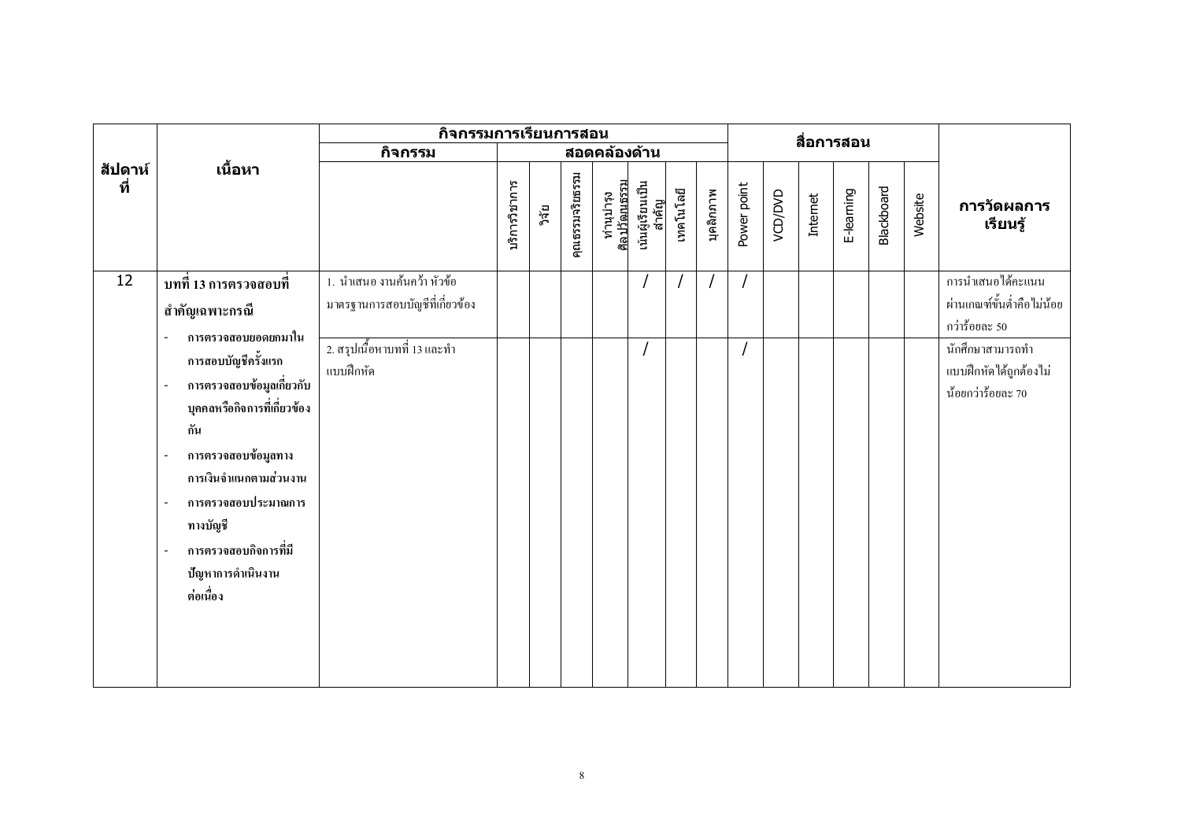| สัปดาห์ที่ | เนื้อหา | กิจกรรมการเรียนการสอน | | | | | | | | | สื่อการสอน | | | | | | การวัดผลการเรียนรู้ |
|---|---|---|---|---|---|---|---|---|---|---|---|---|---|---|---|---|---|
| | | กิจกรรม | สอดคล้องด้าน | | | | | | | | | | | | | | |
| | | | บริการวิชาการ | วิจัย | คุณธรรมจริยธรรม | ทำนุบำรุงศิลปวัฒนธรรม | เน้นผู้เรียนเป็นสำคัญ | เทคโนโลยี | บุคลิกภาพ | Power point | VCD/DVD | Internet | E-learning | Blackboard | Website | |
| 12 | **บทที่ 13 การตรวจสอบที่สำคัญเฉพาะกรณี**<br>- **การตรวจสอบยอดยกมาในการสอบบัญชีครั้งแรก**<br>- **การตรวจสอบข้อมูลเกี่ยวกับบุคคลหรือกิจการที่เกี่ยวข้องกัน**<br>- **การตรวจสอบข้อมูลทางการเงินจำแนกตามส่วนงาน**<br>- **การตรวจสอบประมาณการทางบัญชี**<br>- **การตรวจสอบกิจการที่มีปัญหาการดำเนินงานต่อเนื่อง** | 1. นำเสนอ งานค้นคว้า หัวข้อมาตรฐานการสอบบัญชีที่เกี่ยวข้อง | | | | | / | / | / | / | | | | | | การนำเสนอได้คะแนนผ่านเกณฑ์ขั้นต่ำคือไม่น้อยกว่าร้อยละ 50 |
| | | 2. สรุปเนื้อหาบทที่ 13 และทำแบบฝึกหัด | | | | | / | | | / | | | | | | นักศึกษาสามารถทำแบบฝึกหัดได้ถูกต้องไม่น้อยกว่าร้อยละ 70 |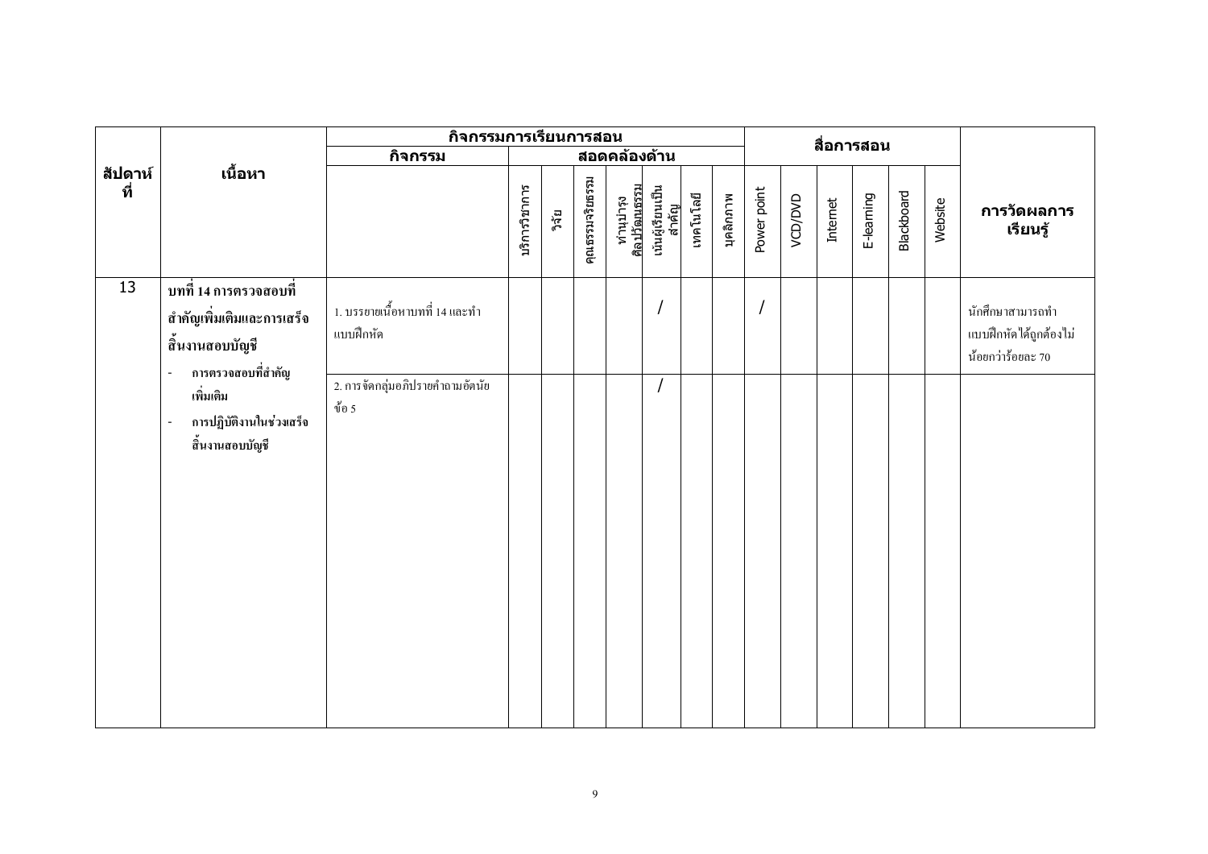| สัปดาห์ที่ | เนื้อหา | กิจกรรมการเรียนการสอน | | | | | | | | | สื่อการสอน | | | | | | การวัดผลการเรียนรู้ |
|---|---|---|---|---|---|---|---|---|---|---|---|---|---|---|---|---|---|
| | | กิจกรรม | สอดคล้องด้าน | | | | | | | | | | | | | | |
| | | | บริการวิชาการ | วิจัย | คุณธรรมจริยธรรม | ทำนุบำรุงศิลปวัฒนธรรม | เน้นผู้เรียนเป็นสำคัญ | เทคโนโลยี | บุคลิกภาพ | Power point | VCD/DVD | Internet | E-learning | Blackboard | Website | |
| 13 | บทที่ 14 การตรวจสอบที่สำคัญเพิ่มเติมและการเสร็จสิ้นงานสอบบัญชี<br>- การตรวจสอบที่สำคัญเพิ่มเติม<br>- การปฏิบัติงานในช่วงเสร็จสิ้นงานสอบบัญชี | 1. บรรยายเนื้อหาบทที่ 14 และทำแบบฝึกหัด | | | | | / | | | / | | | | | | นักศึกษาสามารถทำแบบฝึกหัดได้ถูกต้องไม่น้อยกว่าร้อยละ 70 |
| | | 2. การจัดกลุ่มอภิปรายคำถามอัตนัย ข้อ 5 | | | | | / | | | | | | | | | |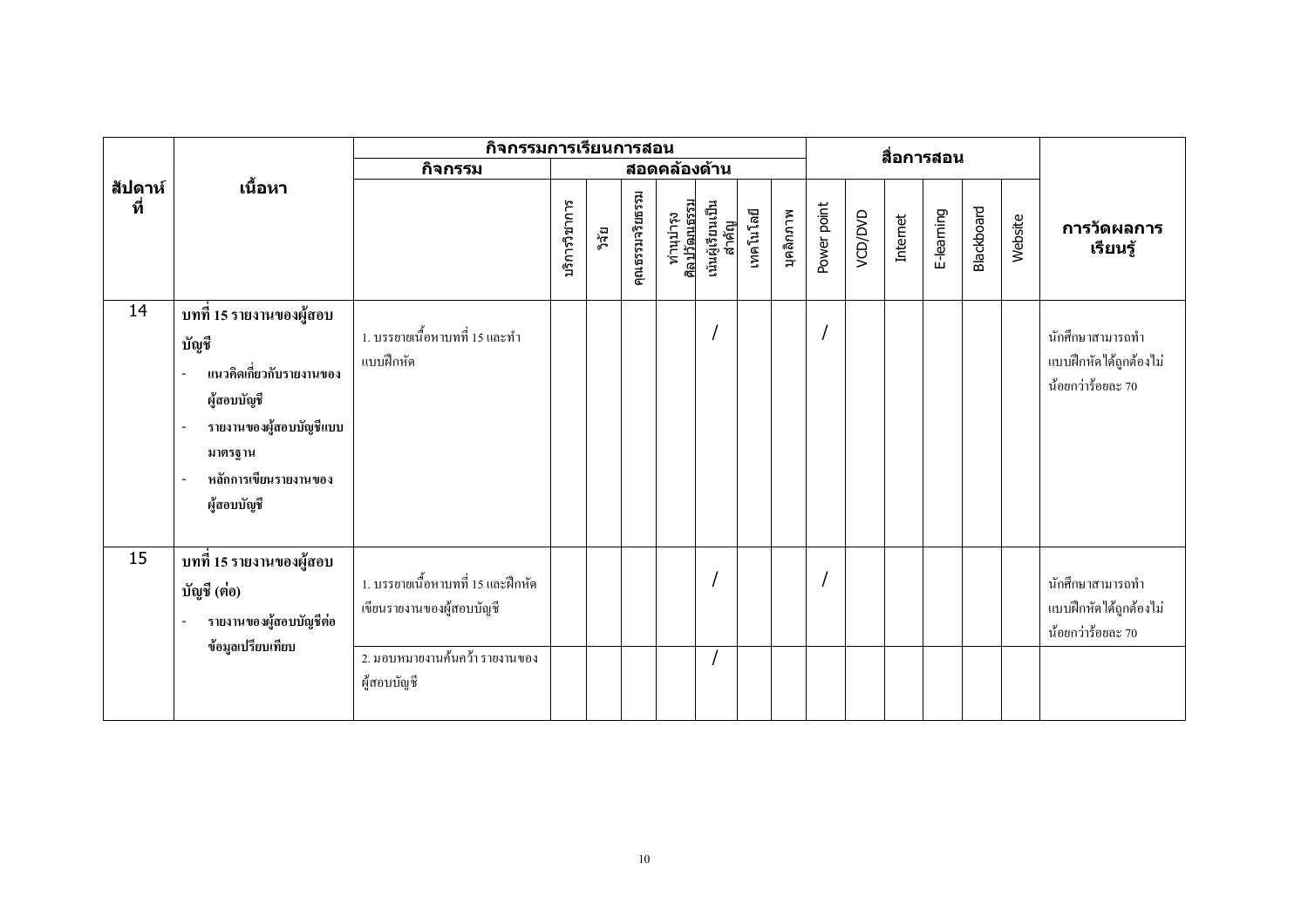| สัปดาห์ที่ | เนื้อหา | กิจกรรมการเรียนการสอน | | | | | | | | | สื่อการสอน | | | | | | การวัดผลการเรียนรู้ |
|---|---|---|---|---|---|---|---|---|---|---|---|---|---|---|---|---|---|
| | | กิจกรรม | สอดคล้องด้าน | | | | | | | | | | | | | | |
| | | | บริการวิชาการ | วิจัย | คุณธรรมจริยธรรม | ทำนุบำรุงศิลปวัฒนธรรม | เน้นผู้เรียนเป็นสำคัญ | เทคโนโลยี | บุคลิกภาพ | Power point | VCD/DVD | Internet | E-learning | Blackboard | Website | |
| 14 | **บทที่ 15 รายงานของผู้สอบบัญชี**<br>- **แนวคิดเกี่ยวกับรายงานของผู้สอบบัญชี**<br>- **รายงานของผู้สอบบัญชีแบบมาตรฐาน**<br>- **หลักการเขียนรายงานของผู้สอบบัญชี** | 1. บรรยายเนื้อหาบทที่ 15 และทำแบบฝึกหัด | | | | | / | | | / | | | | | | นักศึกษาสามารถทำแบบฝึกหัดได้ถูกต้องไม่น้อยกว่าร้อยละ 70 |
| 15 | **บทที่ 15 รายงานของผู้สอบบัญชี (ต่อ)**<br>- **รายงานของผู้สอบบัญชีต่อข้อมูลเปรียบเทียบ** | 1. บรรยายเนื้อหาบทที่ 15 และฝึกหัดเขียนรายงานของผู้สอบบัญชี | | | | | / | | | / | | | | | | นักศึกษาสามารถทำแบบฝึกหัดได้ถูกต้องไม่น้อยกว่าร้อยละ 70 |
| | | 2. มอบหมายงานค้นคว้า รายงานของผู้สอบบัญชี | | | | | / | | | | | | | | | |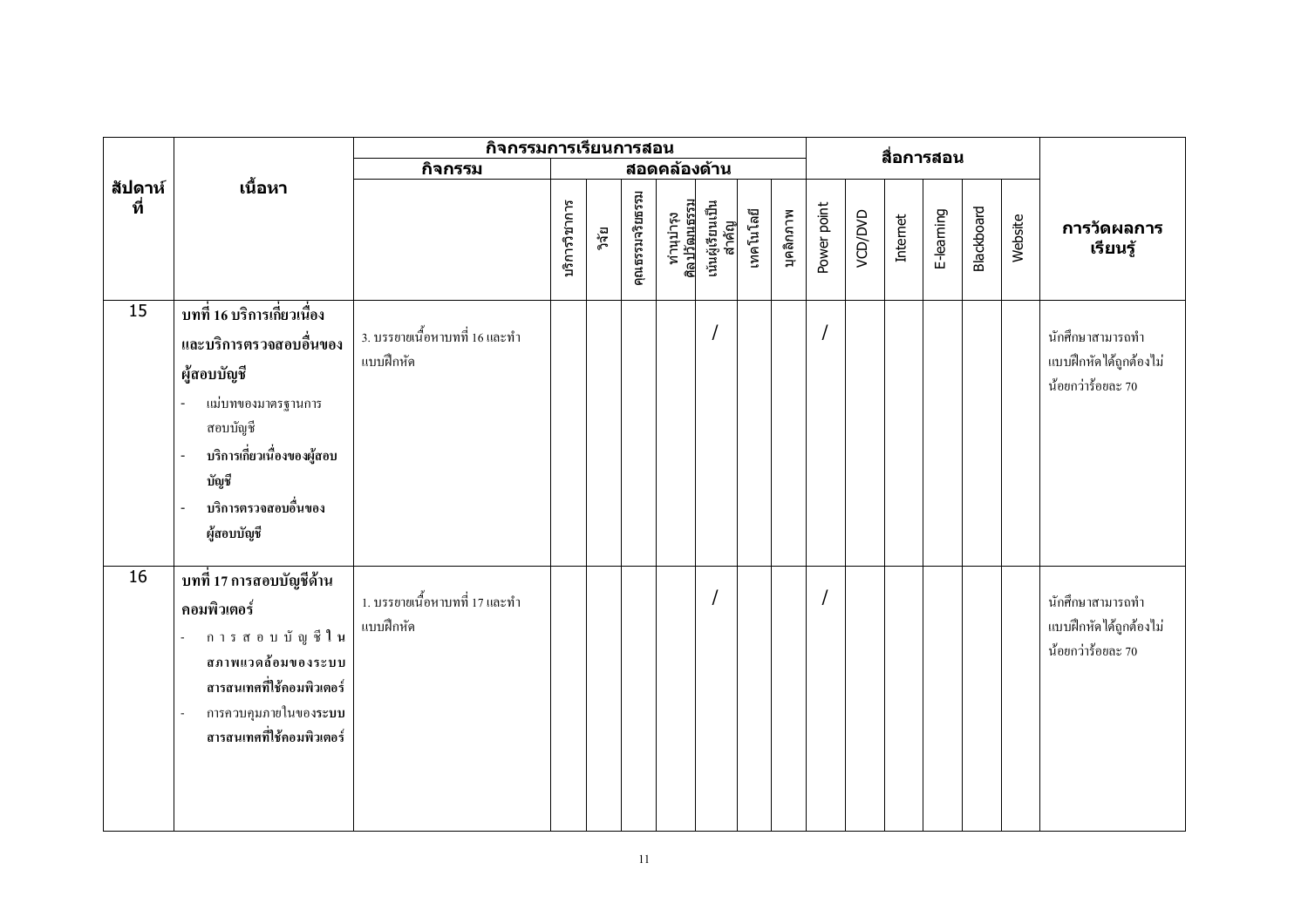| สัปดาห์ที่ | เนื้อหา | กิจกรรมการเรียนการสอน | | | | | | | | | สื่อการสอน | | | | | | การวัดผลการเรียนรู้ |
|---|---|---|---|---|---|---|---|---|---|---|---|---|---|---|---|---|---|
| | | กิจกรรม | สอดคล้องด้าน | | | | | | | | | | | | | | |
| | | | บริการวิชาการ | วิจัย | คุณธรรมจริยธรรม | ทำนุบำรุงศิลปวัฒนธรรม | เน้นผู้เรียนเป็นสำคัญ | เทคโนโลยี | บุคลิกภาพ | Power point | VCD/DVD | Internet | E-learning | Blackboard | Website | |
| 15 | **บทที่ 16 บริการเกี่ยวเนื่องและบริการตรวจสอบอื่นของผู้สอบบัญชี**<br>- แม่บทของมาตรฐานการสอบบัญชี<br>- **บริการเกี่ยวเนื่องของผู้สอบบัญชี**<br>- **บริการตรวจสอบอื่นของผู้สอบบัญชี** | 3. บรรยายเนื้อหาบทที่ 16 และทำแบบฝึกหัด | | | | | / | | | / | | | | | | นักศึกษาสามารถทำแบบฝึกหัดได้ถูกต้องไม่น้อยกว่าร้อยละ 70 |
| 16 | **บทที่ 17 การสอบบัญชีด้านคอมพิวเตอร์**<br>- การสอบบัญชีใน**สภาพแวดล้อมของระบบสารสนเทศที่ใช้คอมพิวเตอร์**<br>- การควบคุมภายในของ**ระบบสารสนเทศที่ใช้คอมพิวเตอร์** | 1. บรรยายเนื้อหาบทที่ 17 และทำแบบฝึกหัด | | | | | / | | | / | | | | | | นักศึกษาสามารถทำแบบฝึกหัดได้ถูกต้องไม่น้อยกว่าร้อยละ 70 |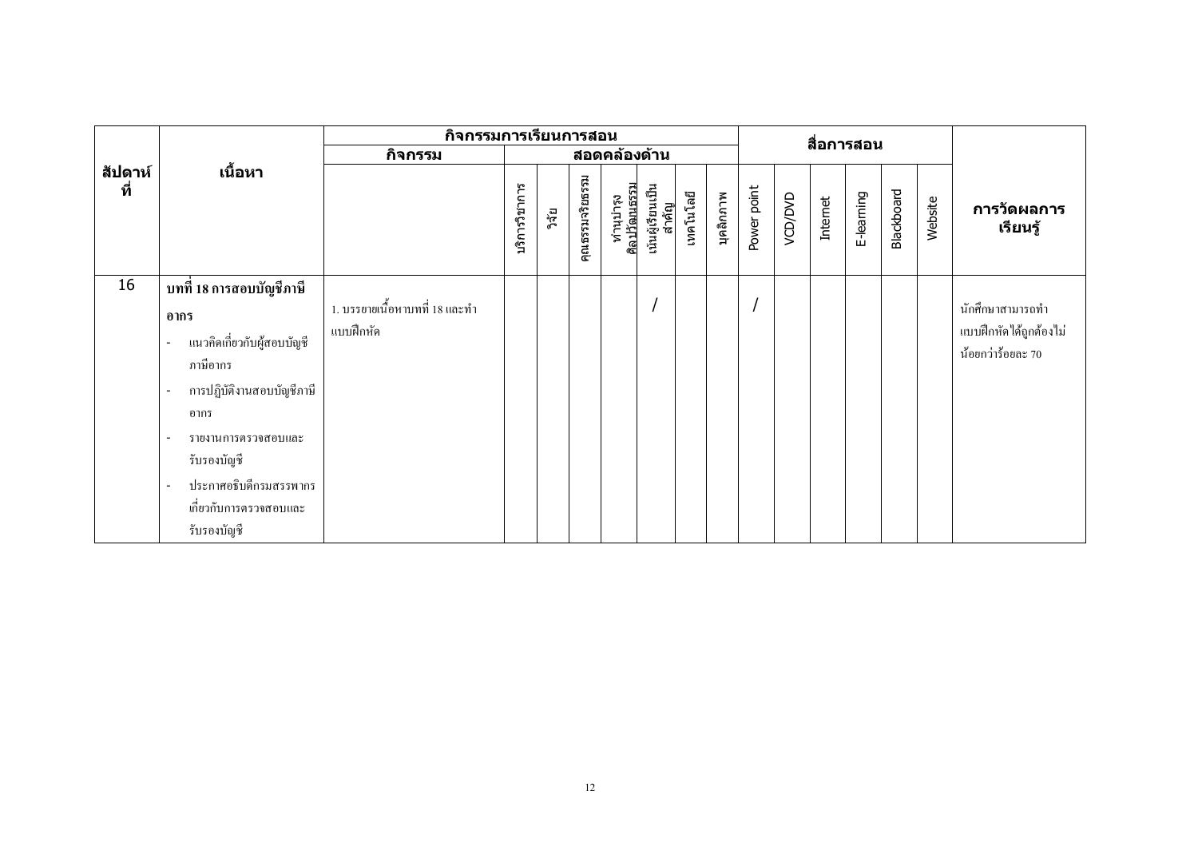| สัปดาห์ที่ | เนื้อหา | กิจกรรมการเรียนการสอน | | | | | | | | | สื่อการสอน | | | | | | การวัดผลการเรียนรู้ |
|---|---|---|---|---|---|---|---|---|---|---|---|---|---|---|---|---|---|
| | | กิจกรรม | สอดคล้องด้าน | | | | | | | | | | | | | | |
| | | | บริการวิชาการ | วิจัย | คุณธรรมจริยธรรม | ทำนุบำรุงศิลปวัฒนธรรม | เน้นผู้เรียนเป็นสำคัญ | เทคโนโลยี | บุคลิกภาพ | Power point | VCD/DVD | Internet | E-learning | Blackboard | Website | |
| 16 | **บทที่ 18 การสอบบัญชีภาษีอากร**<br>- แนวคิดเกี่ยวกับผู้สอบบัญชีภาษีอากร<br>- การปฏิบัติงานสอบบัญชีภาษีอากร<br>- รายงานการตรวจสอบและรับรองบัญชี<br>- ประกาศอธิบดีกรมสรรพากรเกี่ยวกับการตรวจสอบและรับรองบัญชี | 1. บรรยายเนื้อหาบทที่ 18 และทำแบบฝึกหัด | | | | | / | | | / | | | | | | นักศึกษาสามารถทำแบบฝึกหัดได้ถูกต้องไม่น้อยกว่าร้อยละ 70 |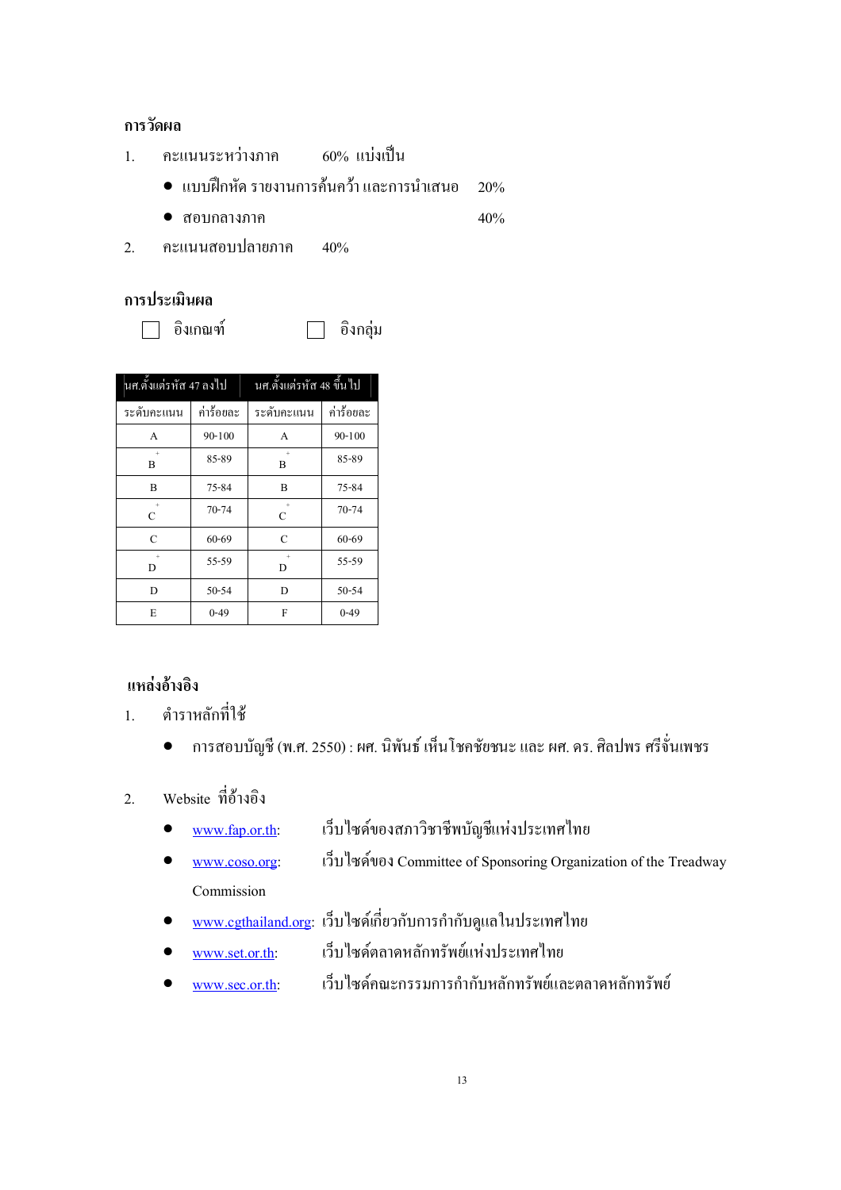**การวัดผล**

1. คะแนนระหว่างภาค 60% แบ่งเป็น
   - แบบฝึกหัด รายงานการค้นคว้า และการนำเสนอ 20%
   - สอบกลางภาค 40%
2. คะแนนสอบปลายภาค 40%

**การประเมินผล**

☐ อิงเกณฑ์ ☐ อิงกลุ่ม

| นศ.ตั้งแต่รหัส 47 ลงไป | | นศ.ตั้งแต่รหัส 48 ขึ้นไป | |
|---|---|---|---|
| ระดับคะแนน | ค่าร้อยละ | ระดับคะแนน | ค่าร้อยละ |
| A | 90-100 | A | 90-100 |
| B+ | 85-89 | B+ | 85-89 |
| B | 75-84 | B | 75-84 |
| C+ | 70-74 | C+ | 70-74 |
| C | 60-69 | C | 60-69 |
| D+ | 55-59 | D+ | 55-59 |
| D | 50-54 | D | 50-54 |
| E | 0-49 | F | 0-49 |

**แหล่งอ้างอิง**

1. ตำราหลักที่ใช้
   - การสอบบัญชี (พ.ศ. 2550) : ผศ. นิพันธ์ เห็นโชคชัยชนะ และ ผศ. ดร. ศิลปพร ศรีจั่นเพชร
2. Website ที่อ้างอิง
   - www.fap.or.th: เว็บไซต์ของสภาวิชาชีพบัญชีแห่งประเทศไทย
   - www.coso.org: เว็บไซต์ของ Committee of Sponsoring Organization of the Treadway Commission
   - www.cgthailand.org: เว็บไซต์เกี่ยวกับการกำกับดูแลในประเทศไทย
   - www.set.or.th: เว็บไซต์ตลาดหลักทรัพย์แห่งประเทศไทย
   - www.sec.or.th: เว็บไซต์คณะกรรมการกำกับหลักทรัพย์และตลาดหลักทรัพย์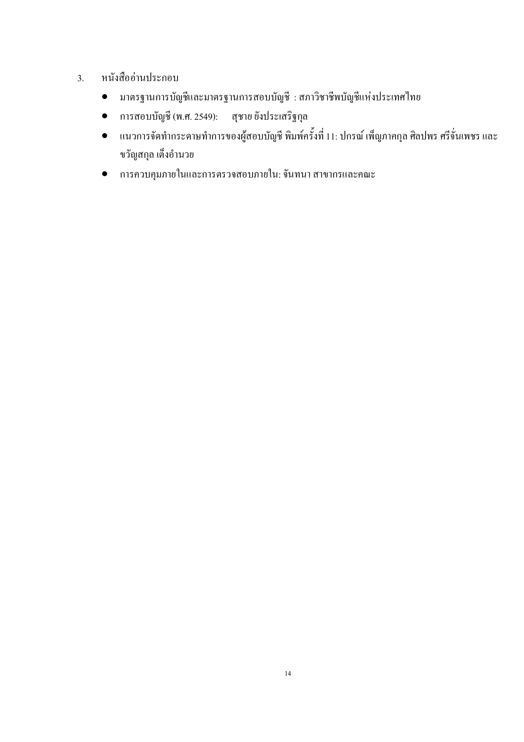3. หนังสืออ่านประกอบ

- มาตรฐานการบัญชีและมาตรฐานการสอบบัญชี : สภาวิชาชีพบัญชีแห่งประเทศไทย
- การสอบบัญชี (พ.ศ. 2549): สุชาย ยังประเสริฐกุล
- แนวการจัดทำกระดาษทำการของผู้สอบบัญชี พิมพ์ครั้งที่ 11: ปกรณ์ เพ็ญภาคกุล ศิลปพร ศรีจั่นเพชร และ ขวัญสกุล เต็งอำนวย
- การควบคุมภายในและการตรวจสอบภายใน: จันทนา สาขากรและคณะ